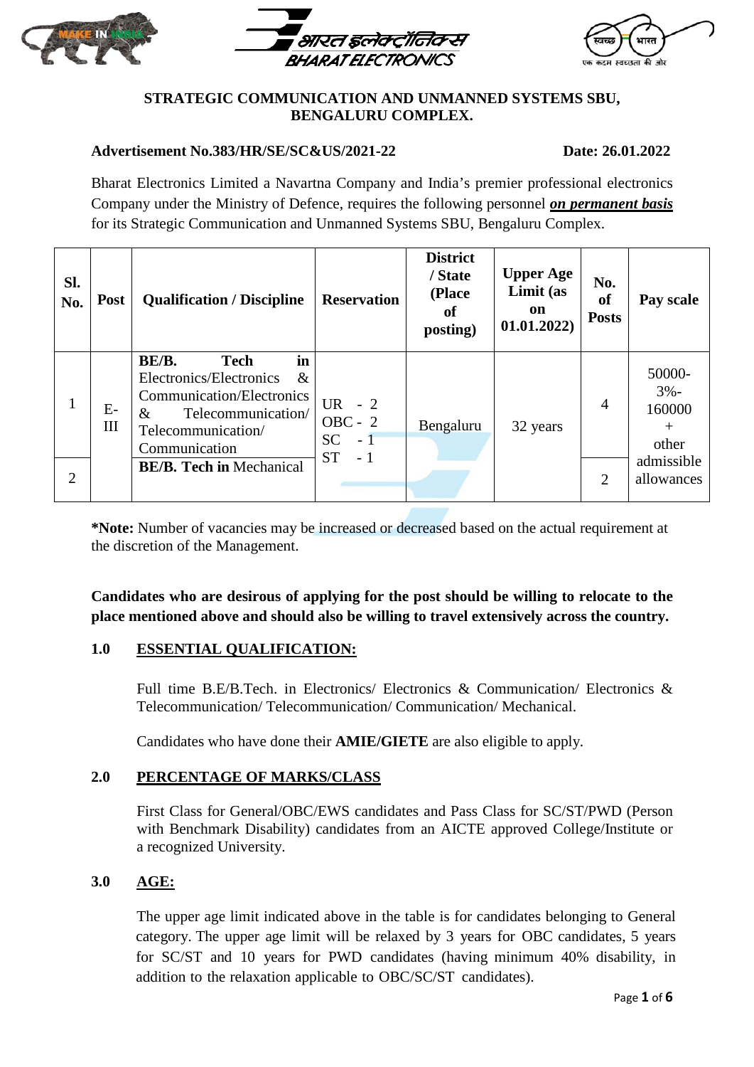**STRATEGIC COMMUNICATION AND UNMANNED SYSTEMS SBU, BENGALURU COMPLEX.**

**Advertisement No.383/HR/SE/SC&US/2021-22** **Date: 26.01.2022**

Bharat Electronics Limited a Navratna Company and India's premier professional electronics Company under the Ministry of Defence, requires the following personnel ***on permanent basis*** for its Strategic Communication and Unmanned Systems SBU, Bengaluru Complex.

| Sl. No. | Post | Qualification / Discipline | Reservation | District / State (Place of posting) | Upper Age Limit (as on 01.01.2022) | No. of Posts | Pay scale |
|---|---|---|---|---|---|---|---|
| 1 | E-III | **BE/B. Tech in** Electronics/Electronics & Communication/Electronics & Telecommunication/ Telecommunication/ Communication | UR - 2<br>OBC - 2<br>SC - 1<br>ST - 1 | Bengaluru | 32 years | 4 | 50000-3%-160000 + other admissible allowances |
| 2 | | **BE/B. Tech in** Mechanical | | | | 2 | |

***Note:** Number of vacancies may be increased or decreased based on the actual requirement at the discretion of the Management.

**Candidates who are desirous of applying for the post should be willing to relocate to the place mentioned above and should also be willing to travel extensively across the country.**

## 1.0 ESSENTIAL QUALIFICATION:

Full time B.E/B.Tech. in Electronics/ Electronics & Communication/ Electronics & Telecommunication/ Telecommunication/ Communication/ Mechanical.

Candidates who have done their **AMIE/GIETE** are also eligible to apply.

## 2.0 PERCENTAGE OF MARKS/CLASS

First Class for General/OBC/EWS candidates and Pass Class for SC/ST/PWD (Person with Benchmark Disability) candidates from an AICTE approved College/Institute or a recognized University.

## 3.0 AGE:

The upper age limit indicated above in the table is for candidates belonging to General category. The upper age limit will be relaxed by 3 years for OBC candidates, 5 years for SC/ST and 10 years for PWD candidates (having minimum 40% disability, in addition to the relaxation applicable to OBC/SC/ST candidates).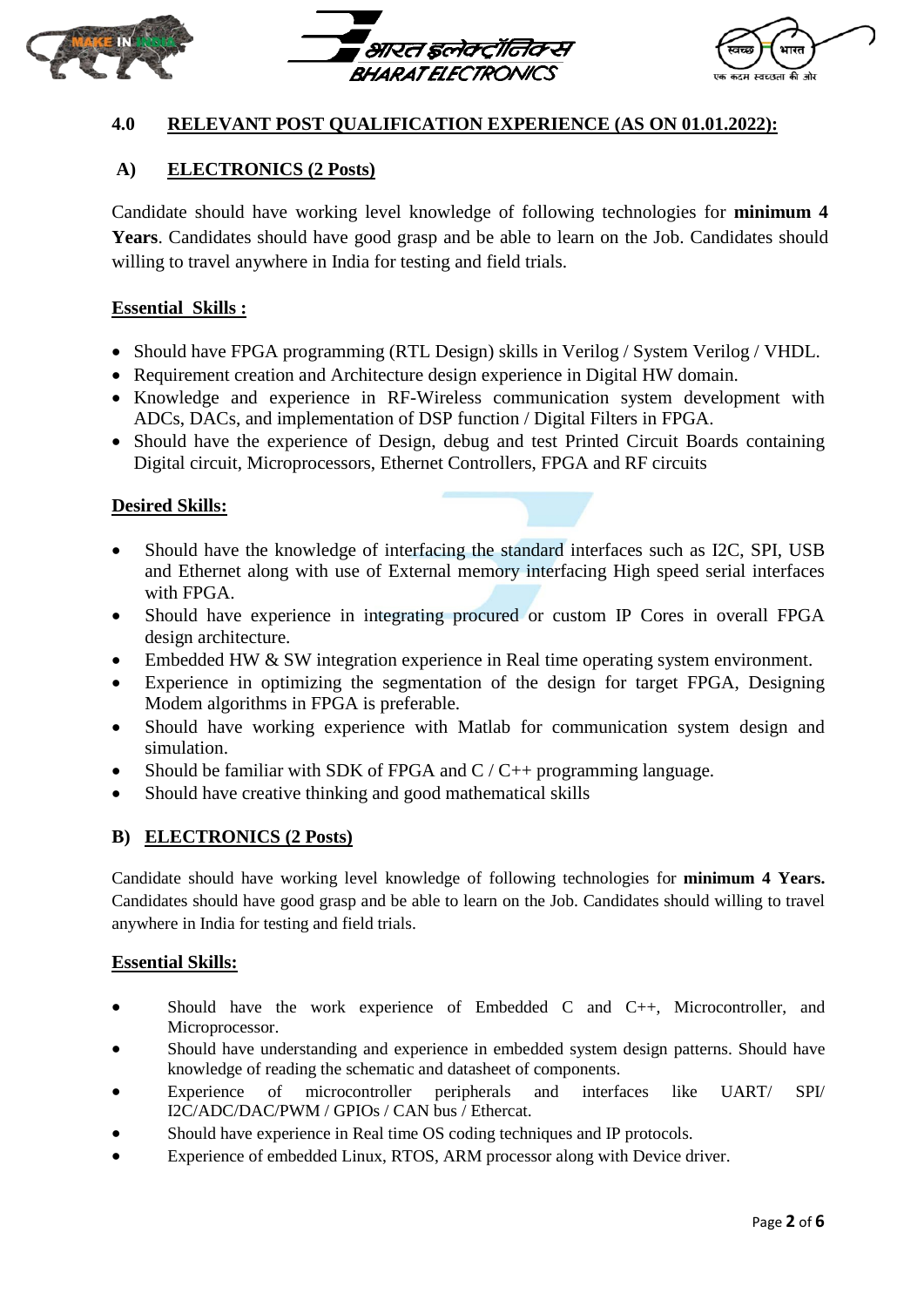## 4.0 RELEVANT POST QUALIFICATION EXPERIENCE (AS ON 01.01.2022):

### A) ELECTRONICS (2 Posts)

Candidate should have working level knowledge of following technologies for **minimum 4 Years**. Candidates should have good grasp and be able to learn on the Job. Candidates should willing to travel anywhere in India for testing and field trials.

**Essential Skills :**

- Should have FPGA programming (RTL Design) skills in Verilog / System Verilog / VHDL.
- Requirement creation and Architecture design experience in Digital HW domain.
- Knowledge and experience in RF-Wireless communication system development with ADCs, DACs, and implementation of DSP function / Digital Filters in FPGA.
- Should have the experience of Design, debug and test Printed Circuit Boards containing Digital circuit, Microprocessors, Ethernet Controllers, FPGA and RF circuits

**Desired Skills:**

- Should have the knowledge of interfacing the standard interfaces such as I2C, SPI, USB and Ethernet along with use of External memory interfacing High speed serial interfaces with FPGA.
- Should have experience in integrating procured or custom IP Cores in overall FPGA design architecture.
- Embedded HW & SW integration experience in Real time operating system environment.
- Experience in optimizing the segmentation of the design for target FPGA, Designing Modem algorithms in FPGA is preferable.
- Should have working experience with Matlab for communication system design and simulation.
- Should be familiar with SDK of FPGA and C / C++ programming language.
- Should have creative thinking and good mathematical skills

### B) ELECTRONICS (2 Posts)

Candidate should have working level knowledge of following technologies for **minimum 4 Years.** Candidates should have good grasp and be able to learn on the Job. Candidates should willing to travel anywhere in India for testing and field trials.

**Essential Skills:**

- Should have the work experience of Embedded C and C++, Microcontroller, and Microprocessor.
- Should have understanding and experience in embedded system design patterns. Should have knowledge of reading the schematic and datasheet of components.
- Experience of microcontroller peripherals and interfaces like UART/ SPI/ I2C/ADC/DAC/PWM / GPIOs / CAN bus / Ethercat.
- Should have experience in Real time OS coding techniques and IP protocols.
- Experience of embedded Linux, RTOS, ARM processor along with Device driver.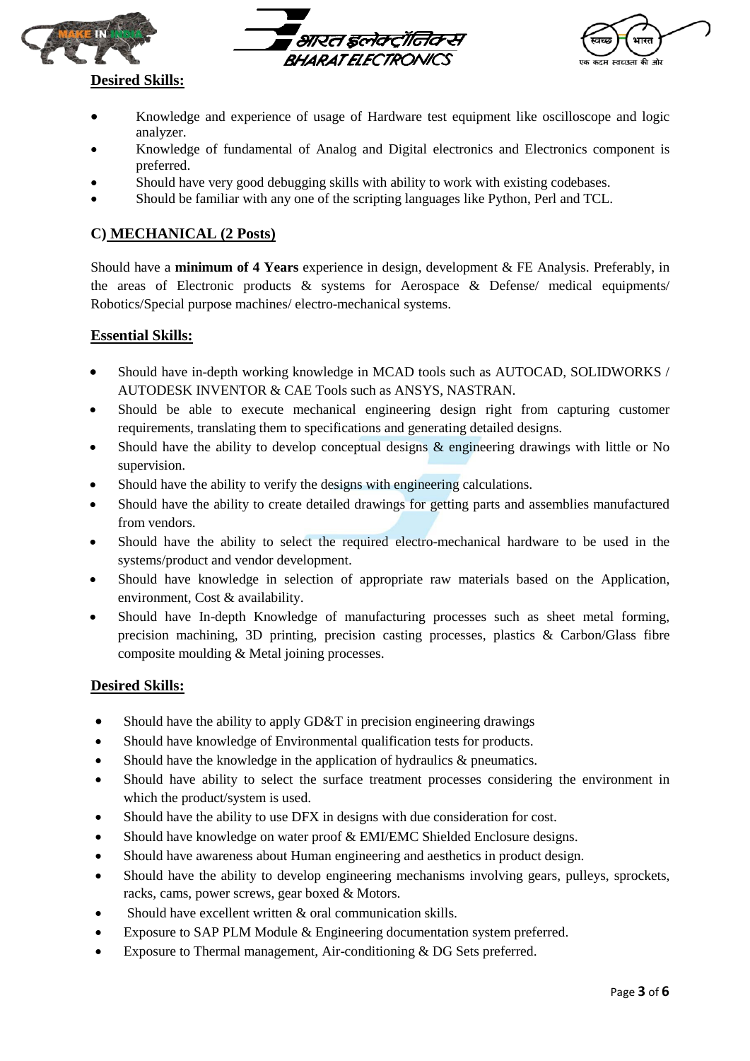**Desired Skills:**

- Knowledge and experience of usage of Hardware test equipment like oscilloscope and logic analyzer.
- Knowledge of fundamental of Analog and Digital electronics and Electronics component is preferred.
- Should have very good debugging skills with ability to work with existing codebases.
- Should be familiar with any one of the scripting languages like Python, Perl and TCL.

## C) MECHANICAL (2 Posts)

Should have a **minimum of 4 Years** experience in design, development & FE Analysis. Preferably, in the areas of Electronic products & systems for Aerospace & Defense/ medical equipments/ Robotics/Special purpose machines/ electro-mechanical systems.

**Essential Skills:**

- Should have in-depth working knowledge in MCAD tools such as AUTOCAD, SOLIDWORKS / AUTODESK INVENTOR & CAE Tools such as ANSYS, NASTRAN.
- Should be able to execute mechanical engineering design right from capturing customer requirements, translating them to specifications and generating detailed designs.
- Should have the ability to develop conceptual designs & engineering drawings with little or No supervision.
- Should have the ability to verify the designs with engineering calculations.
- Should have the ability to create detailed drawings for getting parts and assemblies manufactured from vendors.
- Should have the ability to select the required electro-mechanical hardware to be used in the systems/product and vendor development.
- Should have knowledge in selection of appropriate raw materials based on the Application, environment, Cost & availability.
- Should have In-depth Knowledge of manufacturing processes such as sheet metal forming, precision machining, 3D printing, precision casting processes, plastics & Carbon/Glass fibre composite moulding & Metal joining processes.

**Desired Skills:**

- Should have the ability to apply GD&T in precision engineering drawings
- Should have knowledge of Environmental qualification tests for products.
- Should have the knowledge in the application of hydraulics & pneumatics.
- Should have ability to select the surface treatment processes considering the environment in which the product/system is used.
- Should have the ability to use DFX in designs with due consideration for cost.
- Should have knowledge on water proof & EMI/EMC Shielded Enclosure designs.
- Should have awareness about Human engineering and aesthetics in product design.
- Should have the ability to develop engineering mechanisms involving gears, pulleys, sprockets, racks, cams, power screws, gear boxed & Motors.
- Should have excellent written & oral communication skills.
- Exposure to SAP PLM Module & Engineering documentation system preferred.
- Exposure to Thermal management, Air-conditioning & DG Sets preferred.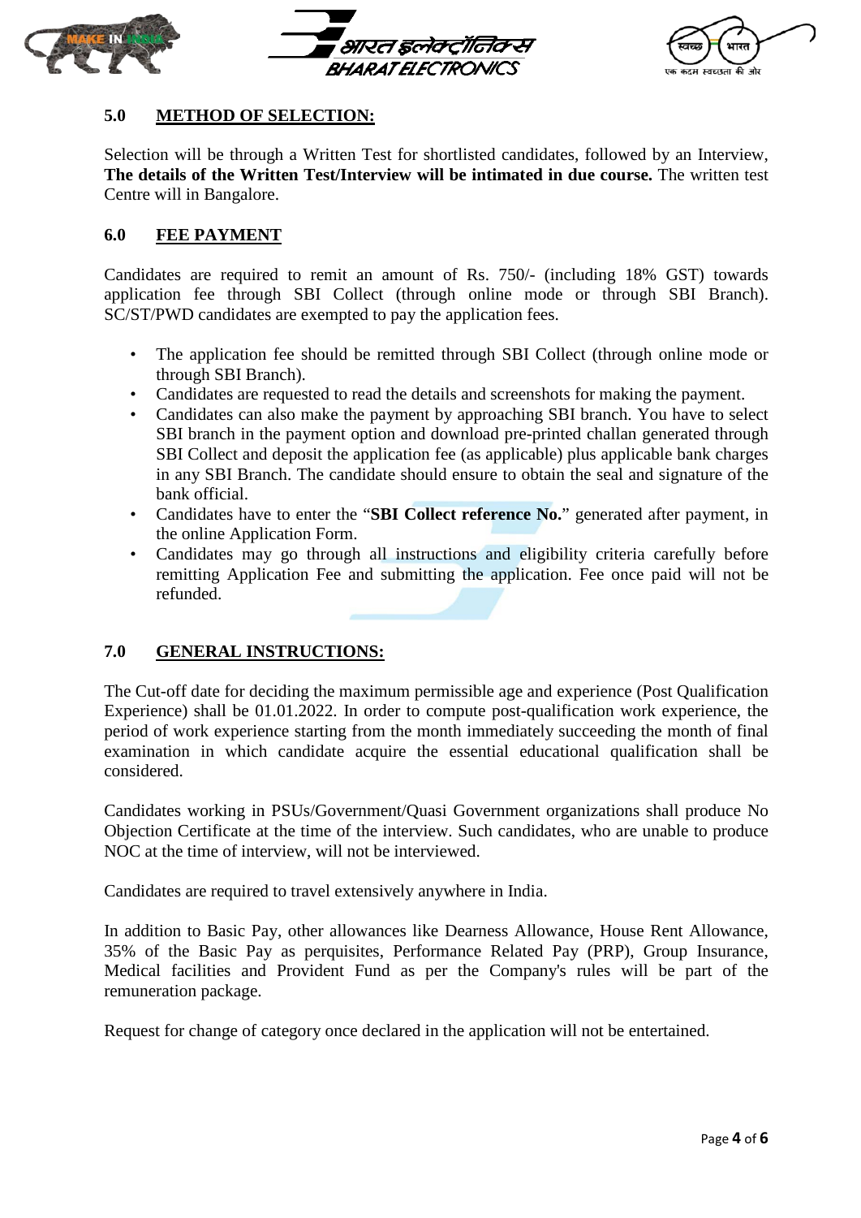## 5.0 METHOD OF SELECTION:

Selection will be through a Written Test for shortlisted candidates, followed by an Interview, **The details of the Written Test/Interview will be intimated in due course.** The written test Centre will in Bangalore.

## 6.0 FEE PAYMENT

Candidates are required to remit an amount of Rs. 750/- (including 18% GST) towards application fee through SBI Collect (through online mode or through SBI Branch). SC/ST/PWD candidates are exempted to pay the application fees.

- The application fee should be remitted through SBI Collect (through online mode or through SBI Branch).
- Candidates are requested to read the details and screenshots for making the payment.
- Candidates can also make the payment by approaching SBI branch. You have to select SBI branch in the payment option and download pre-printed challan generated through SBI Collect and deposit the application fee (as applicable) plus applicable bank charges in any SBI Branch. The candidate should ensure to obtain the seal and signature of the bank official.
- Candidates have to enter the "**SBI Collect reference No.**" generated after payment, in the online Application Form.
- Candidates may go through all instructions and eligibility criteria carefully before remitting Application Fee and submitting the application. Fee once paid will not be refunded.

## 7.0 GENERAL INSTRUCTIONS:

The Cut-off date for deciding the maximum permissible age and experience (Post Qualification Experience) shall be 01.01.2022. In order to compute post-qualification work experience, the period of work experience starting from the month immediately succeeding the month of final examination in which candidate acquire the essential educational qualification shall be considered.

Candidates working in PSUs/Government/Quasi Government organizations shall produce No Objection Certificate at the time of the interview. Such candidates, who are unable to produce NOC at the time of interview, will not be interviewed.

Candidates are required to travel extensively anywhere in India.

In addition to Basic Pay, other allowances like Dearness Allowance, House Rent Allowance, 35% of the Basic Pay as perquisites, Performance Related Pay (PRP), Group Insurance, Medical facilities and Provident Fund as per the Company's rules will be part of the remuneration package.

Request for change of category once declared in the application will not be entertained.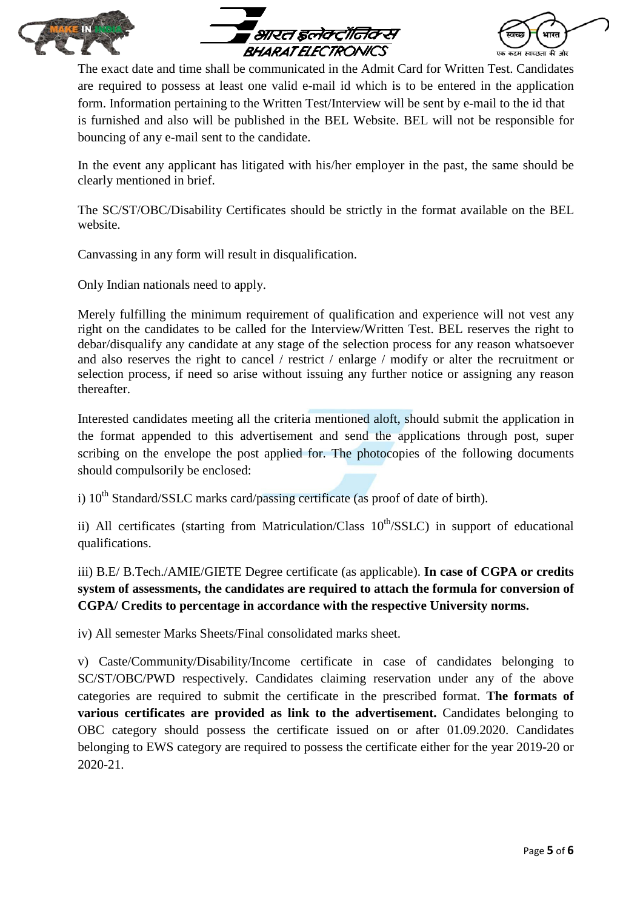The exact date and time shall be communicated in the Admit Card for Written Test. Candidates are required to possess at least one valid e-mail id which is to be entered in the application form. Information pertaining to the Written Test/Interview will be sent by e-mail to the id that is furnished and also will be published in the BEL Website. BEL will not be responsible for bouncing of any e-mail sent to the candidate.

In the event any applicant has litigated with his/her employer in the past, the same should be clearly mentioned in brief.

The SC/ST/OBC/Disability Certificates should be strictly in the format available on the BEL website.

Canvassing in any form will result in disqualification.

Only Indian nationals need to apply.

Merely fulfilling the minimum requirement of qualification and experience will not vest any right on the candidates to be called for the Interview/Written Test. BEL reserves the right to debar/disqualify any candidate at any stage of the selection process for any reason whatsoever and also reserves the right to cancel / restrict / enlarge / modify or alter the recruitment or selection process, if need so arise without issuing any further notice or assigning any reason thereafter.

Interested candidates meeting all the criteria mentioned aloft, should submit the application in the format appended to this advertisement and send the applications through post, super scribing on the envelope the post applied for. The photocopies of the following documents should compulsorily be enclosed:

i) 10th Standard/SSLC marks card/passing certificate (as proof of date of birth).

ii) All certificates (starting from Matriculation/Class 10th/SSLC) in support of educational qualifications.

iii) B.E/ B.Tech./AMIE/GIETE Degree certificate (as applicable). **In case of CGPA or credits system of assessments, the candidates are required to attach the formula for conversion of CGPA/ Credits to percentage in accordance with the respective University norms.**

iv) All semester Marks Sheets/Final consolidated marks sheet.

v) Caste/Community/Disability/Income certificate in case of candidates belonging to SC/ST/OBC/PWD respectively. Candidates claiming reservation under any of the above categories are required to submit the certificate in the prescribed format. **The formats of various certificates are provided as link to the advertisement.** Candidates belonging to OBC category should possess the certificate issued on or after 01.09.2020. Candidates belonging to EWS category are required to possess the certificate either for the year 2019-20 or 2020-21.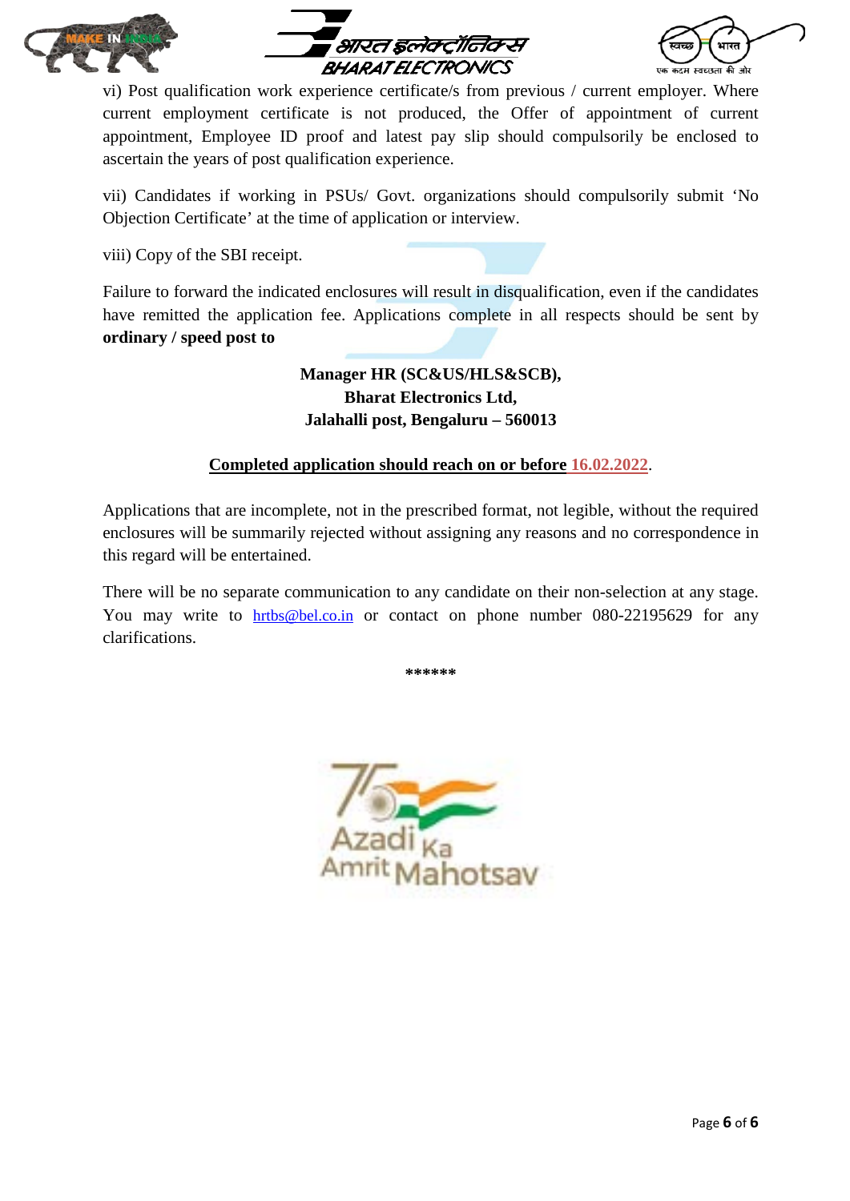vi) Post qualification work experience certificate/s from previous / current employer. Where current employment certificate is not produced, the Offer of appointment of current appointment, Employee ID proof and latest pay slip should compulsorily be enclosed to ascertain the years of post qualification experience.

vii) Candidates if working in PSUs/ Govt. organizations should compulsorily submit 'No Objection Certificate' at the time of application or interview.

viii) Copy of the SBI receipt.

Failure to forward the indicated enclosures will result in disqualification, even if the candidates have remitted the application fee. Applications complete in all respects should be sent by **ordinary / speed post to**

**Manager HR (SC&US/HLS&SCB),**
**Bharat Electronics Ltd,**
**Jalahalli post, Bengaluru – 560013**

**Completed application should reach on or before 16.02.2022**.

Applications that are incomplete, not in the prescribed format, not legible, without the required enclosures will be summarily rejected without assigning any reasons and no correspondence in this regard will be entertained.

There will be no separate communication to any candidate on their non-selection at any stage. You may write to hrtbs@bel.co.in or contact on phone number 080-22195629 for any clarifications.

******